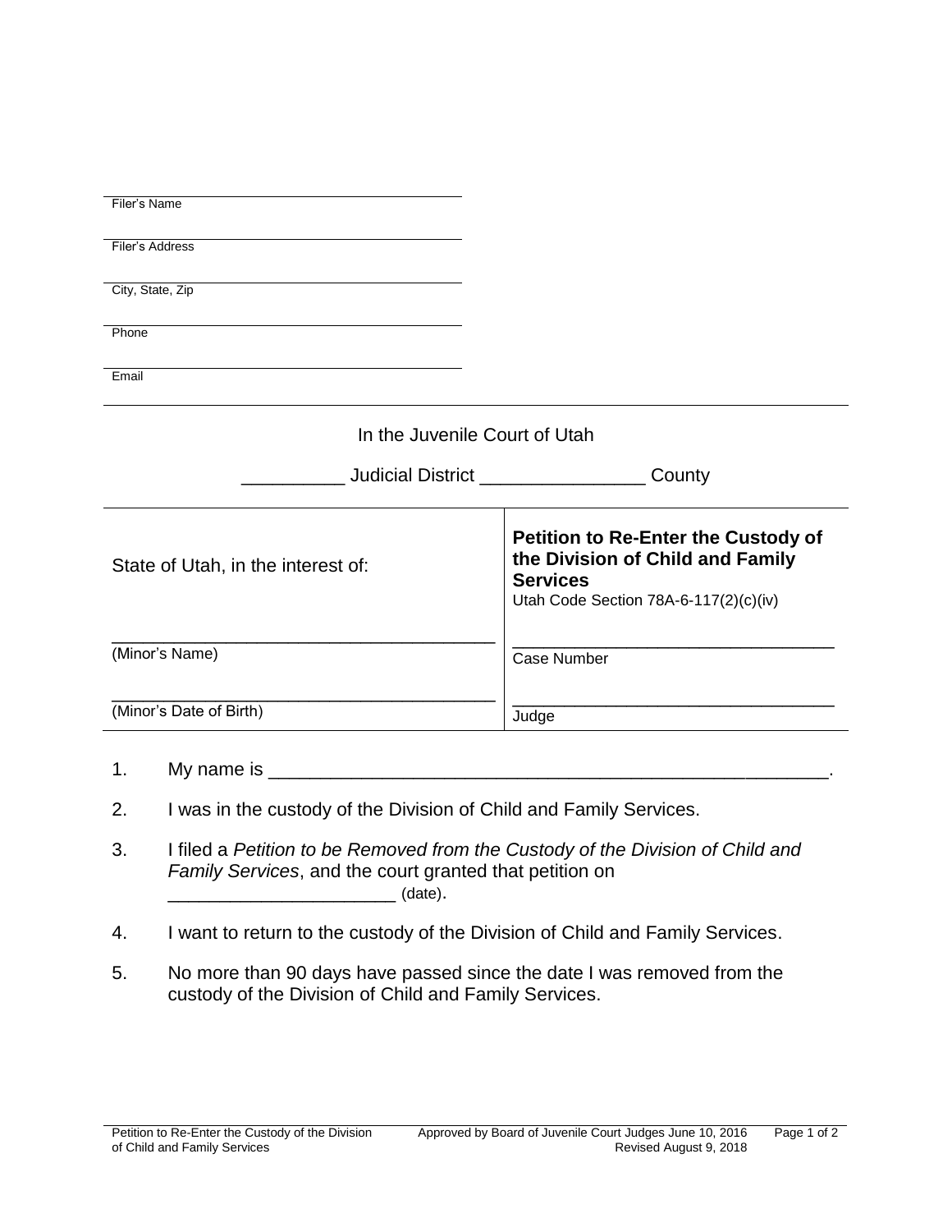Filer's Name

Filer's Address

City, State, Zip

Phone

Email

In the Juvenile Court of Utah

__________ Judicial District ________________ County

| State of Utah, in the interest of: | **Petition to Re-Enter the Custody of the Division of Child and Family Services**<br>Utah Code Section 78A-6-117(2)(c)(iv) |
|---|---|
| _______________________________________<br>(Minor's Name) | _________________________________<br>Case Number |
| _______________________________________<br>(Minor's Date of Birth) | _________________________________<br>Judge |

1. My name is _______________________________________________________.

2. I was in the custody of the Division of Child and Family Services.

3. I filed a *Petition to be Removed from the Custody of the Division of Child and Family Services*, and the court granted that petition on ______________________ (date).

4. I want to return to the custody of the Division of Child and Family Services.

5. No more than 90 days have passed since the date I was removed from the custody of the Division of Child and Family Services.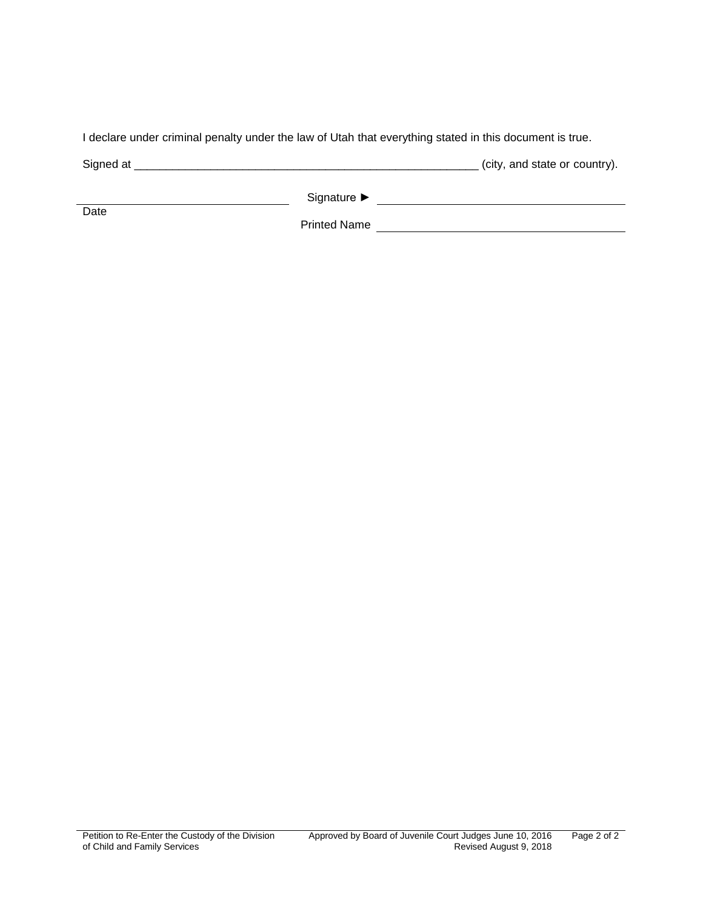I declare under criminal penalty under the law of Utah that everything stated in this document is true.

Signed at ______________________________________________________ (city, and state or country).

| | | |
|---|---|---|
| ______________________________ | Signature ► | ______________________________ |
| Date | Printed Name | ______________________________ |